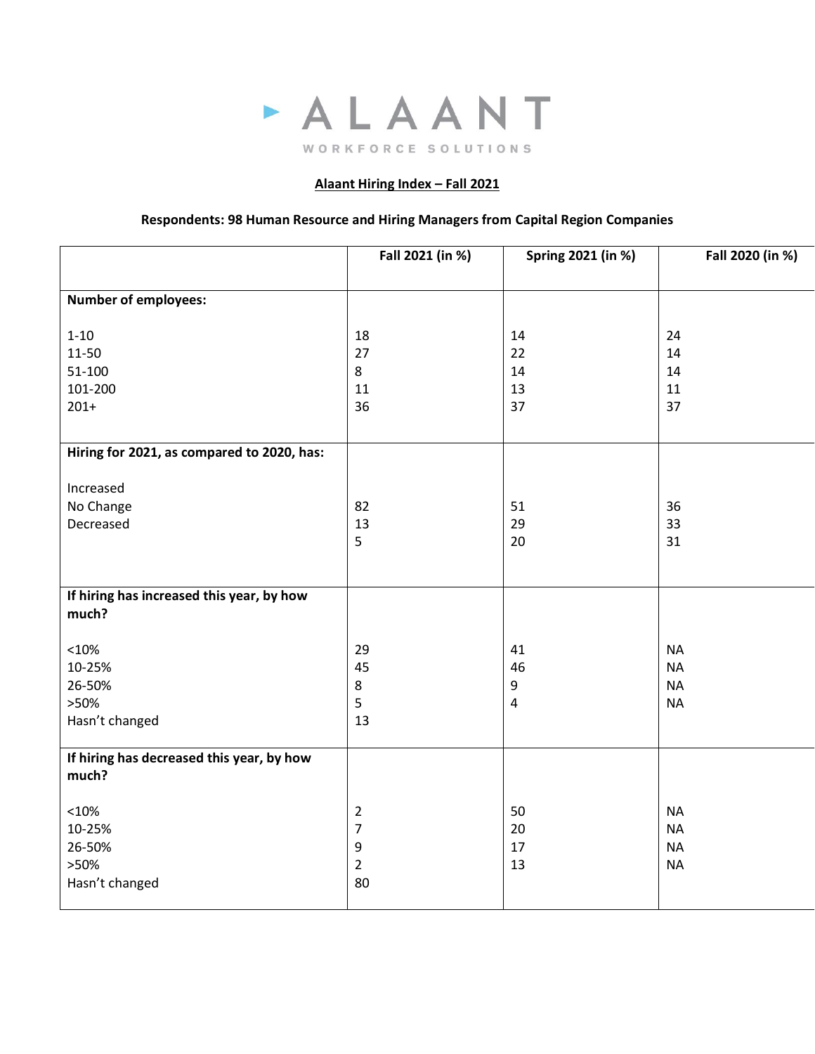ALAANT

WORKFORCE SOLUTIONS

**Alaant Hiring Index – Fall 2021**

**Respondents: 98 Human Resource and Hiring Managers from Capital Region Companies**

| | Fall 2021 (in %) | Spring 2021 (in %) | Fall 2020 (in %) |
|---|---|---|---|
| **Number of employees:** | | | |
| 1-10 | 18 | 14 | 24 |
| 11-50 | 27 | 22 | 14 |
| 51-100 | 8 | 14 | 14 |
| 101-200 | 11 | 13 | 11 |
| 201+ | 36 | 37 | 37 |
| **Hiring for 2021, as compared to 2020, has:** | | | |
| Increased | | | |
| No Change | 82 | 51 | 36 |
| Decreased | 13 | 29 | 33 |
| | 5 | 20 | 31 |
| **If hiring has increased this year, by how much?** | | | |
| <10% | 29 | 41 | NA |
| 10-25% | 45 | 46 | NA |
| 26-50% | 8 | 9 | NA |
| >50% | 5 | 4 | NA |
| Hasn't changed | 13 | | |
| **If hiring has decreased this year, by how much?** | | | |
| <10% | 2 | 50 | NA |
| 10-25% | 7 | 20 | NA |
| 26-50% | 9 | 17 | NA |
| >50% | 2 | 13 | NA |
| Hasn't changed | 80 | | |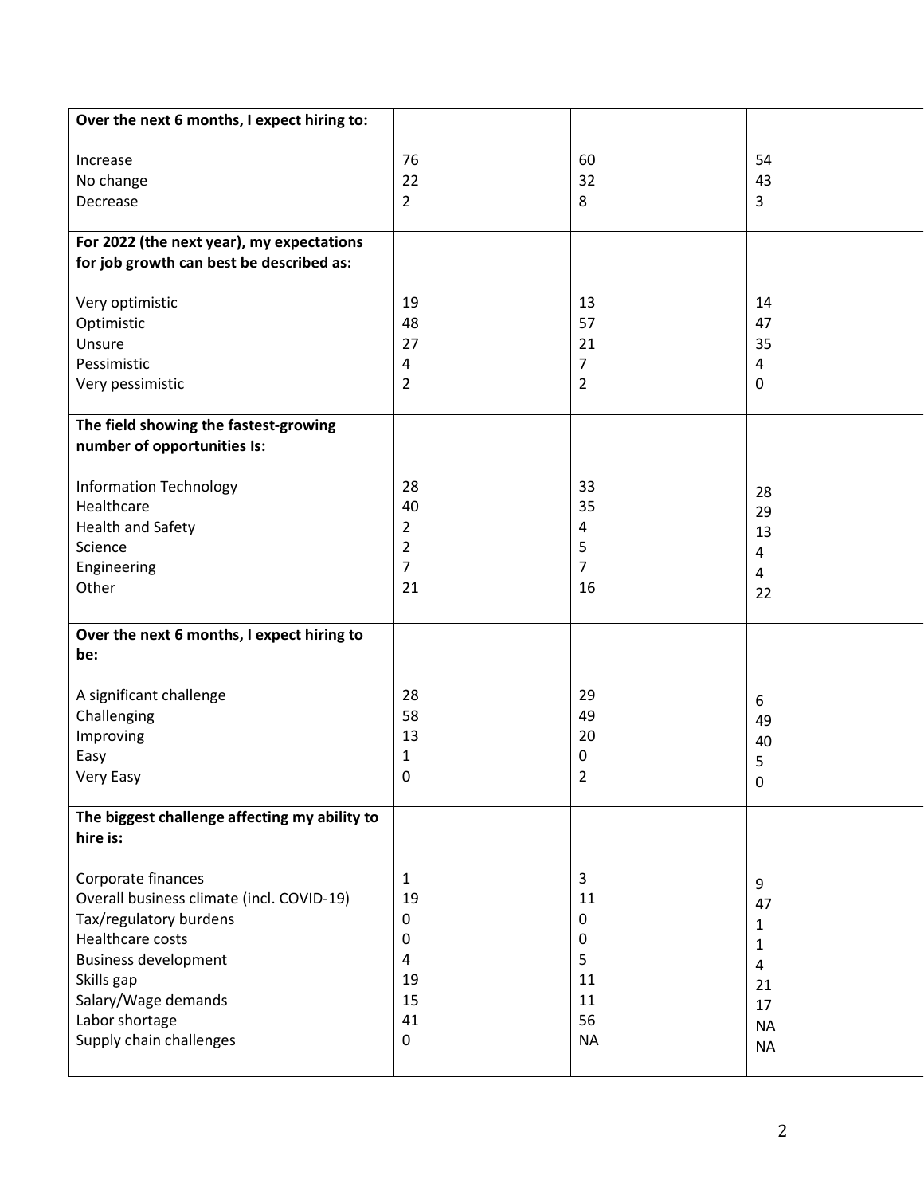| | | | |
|---|---|---|---|
| **Over the next 6 months, I expect hiring to:** | | | |
| Increase | 76 | 60 | 54 |
| No change | 22 | 32 | 43 |
| Decrease | 2 | 8 | 3 |
| **For 2022 (the next year), my expectations for job growth can best be described as:** | | | |
| Very optimistic | 19 | 13 | 14 |
| Optimistic | 48 | 57 | 47 |
| Unsure | 27 | 21 | 35 |
| Pessimistic | 4 | 7 | 4 |
| Very pessimistic | 2 | 2 | 0 |
| **The field showing the fastest-growing number of opportunities Is:** | | | |
| Information Technology | 28 | 33 | 28 |
| Healthcare | 40 | 35 | 29 |
| Health and Safety | 2 | 4 | 13 |
| Science | 2 | 5 | 4 |
| Engineering | 7 | 7 | 4 |
| Other | 21 | 16 | 22 |
| **Over the next 6 months, I expect hiring to be:** | | | |
| A significant challenge | 28 | 29 | 6 |
| Challenging | 58 | 49 | 49 |
| Improving | 13 | 20 | 40 |
| Easy | 1 | 0 | 5 |
| Very Easy | 0 | 2 | 0 |
| **The biggest challenge affecting my ability to hire is:** | | | |
| Corporate finances | 1 | 3 | 9 |
| Overall business climate (incl. COVID-19) | 19 | 11 | 47 |
| Tax/regulatory burdens | 0 | 0 | 1 |
| Healthcare costs | 0 | 0 | 1 |
| Business development | 4 | 5 | 4 |
| Skills gap | 19 | 11 | 21 |
| Salary/Wage demands | 15 | 11 | 17 |
| Labor shortage | 41 | 56 | NA |
| Supply chain challenges | 0 | NA | NA |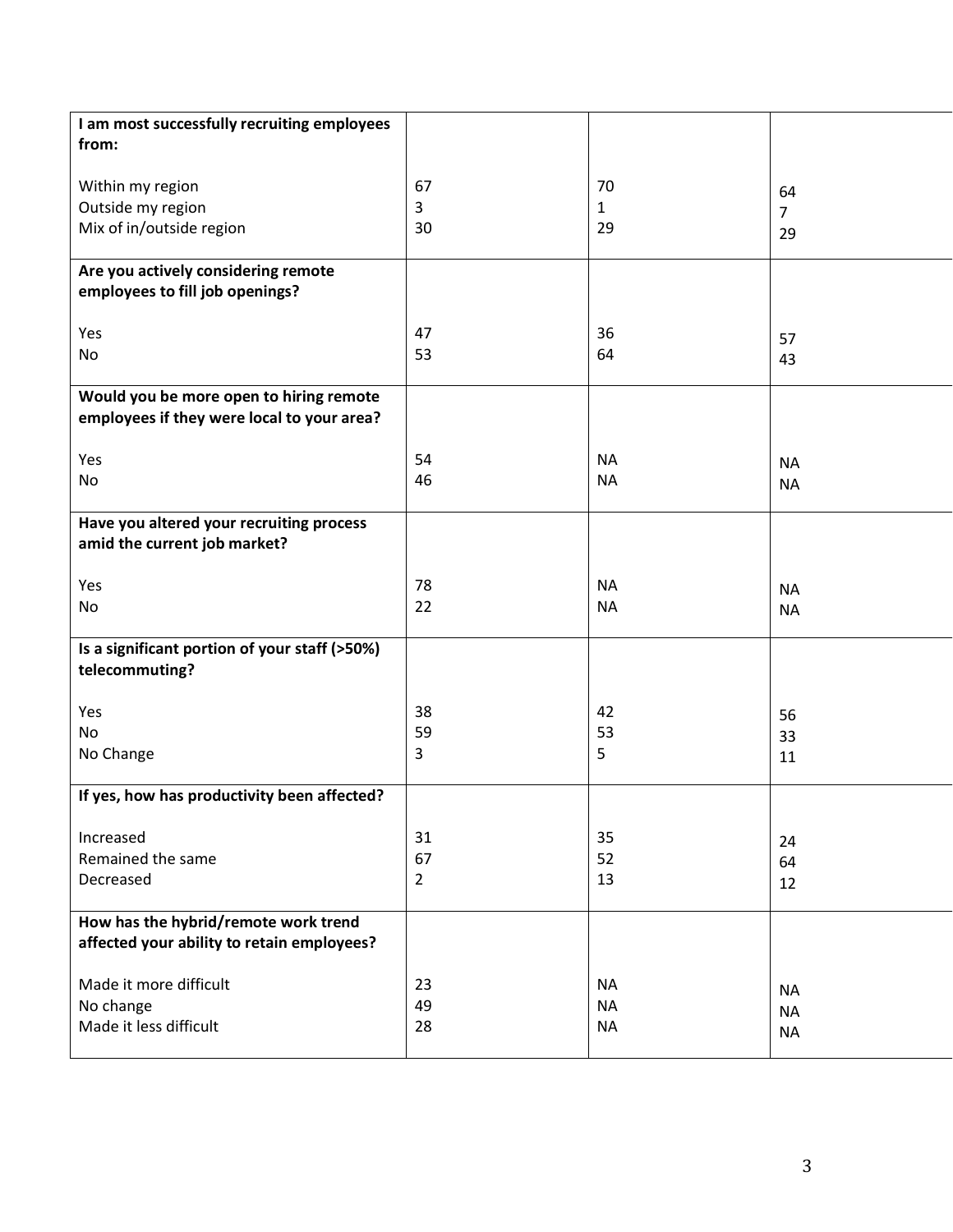| I am most successfully recruiting employees from: | | | |
|---|---|---|---|
| Within my region | 67 | 70 | 64 |
| Outside my region | 3 | 1 | 7 |
| Mix of in/outside region | 30 | 29 | 29 |
| **Are you actively considering remote employees to fill job openings?** | | | |
| Yes | 47 | 36 | 57 |
| No | 53 | 64 | 43 |
| **Would you be more open to hiring remote employees if they were local to your area?** | | | |
| Yes | 54 | NA | NA |
| No | 46 | NA | NA |
| **Have you altered your recruiting process amid the current job market?** | | | |
| Yes | 78 | NA | NA |
| No | 22 | NA | NA |
| **Is a significant portion of your staff (>50%) telecommuting?** | | | |
| Yes | 38 | 42 | 56 |
| No | 59 | 53 | 33 |
| No Change | 3 | 5 | 11 |
| **If yes, how has productivity been affected?** | | | |
| Increased | 31 | 35 | 24 |
| Remained the same | 67 | 52 | 64 |
| Decreased | 2 | 13 | 12 |
| **How has the hybrid/remote work trend affected your ability to retain employees?** | | | |
| Made it more difficult | 23 | NA | NA |
| No change | 49 | NA | NA |
| Made it less difficult | 28 | NA | NA |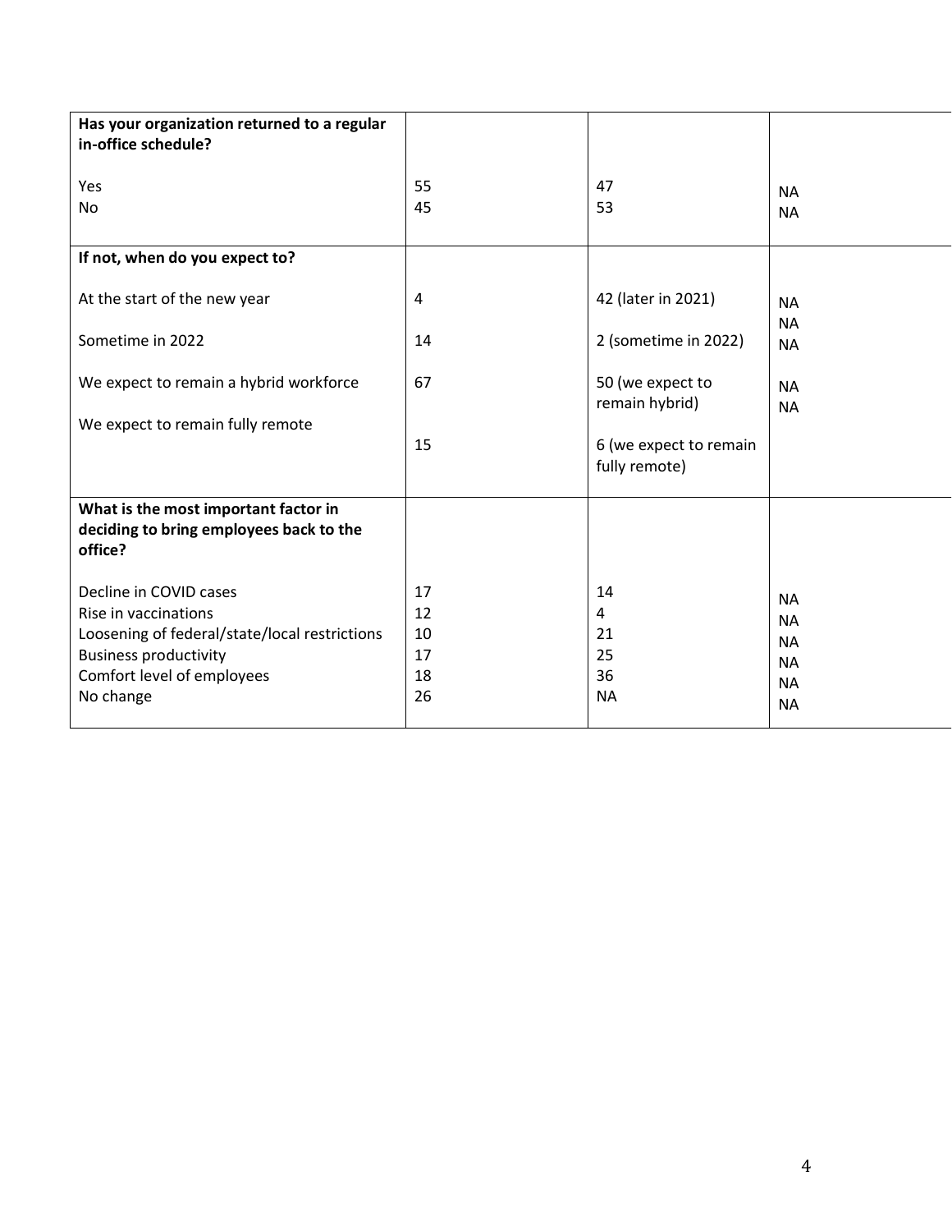| | | | |
|---|---|---|---|
| **Has your organization returned to a regular in-office schedule?** | | | |
| Yes | 55 | 47 | NA |
| No | 45 | 53 | NA |
| **If not, when do you expect to?** | | | |
| At the start of the new year | 4 | 42 (later in 2021) | NA |
| Sometime in 2022 | 14 | 2 (sometime in 2022) | NA |
| We expect to remain a hybrid workforce | 67 | 50 (we expect to remain hybrid) | NA |
| We expect to remain fully remote | 15 | 6 (we expect to remain fully remote) | NA |
| **What is the most important factor in deciding to bring employees back to the office?** | | | |
| Decline in COVID cases | 17 | 14 | NA |
| Rise in vaccinations | 12 | 4 | NA |
| Loosening of federal/state/local restrictions | 10 | 21 | NA |
| Business productivity | 17 | 25 | NA |
| Comfort level of employees | 18 | 36 | NA |
| No change | 26 | NA | NA |